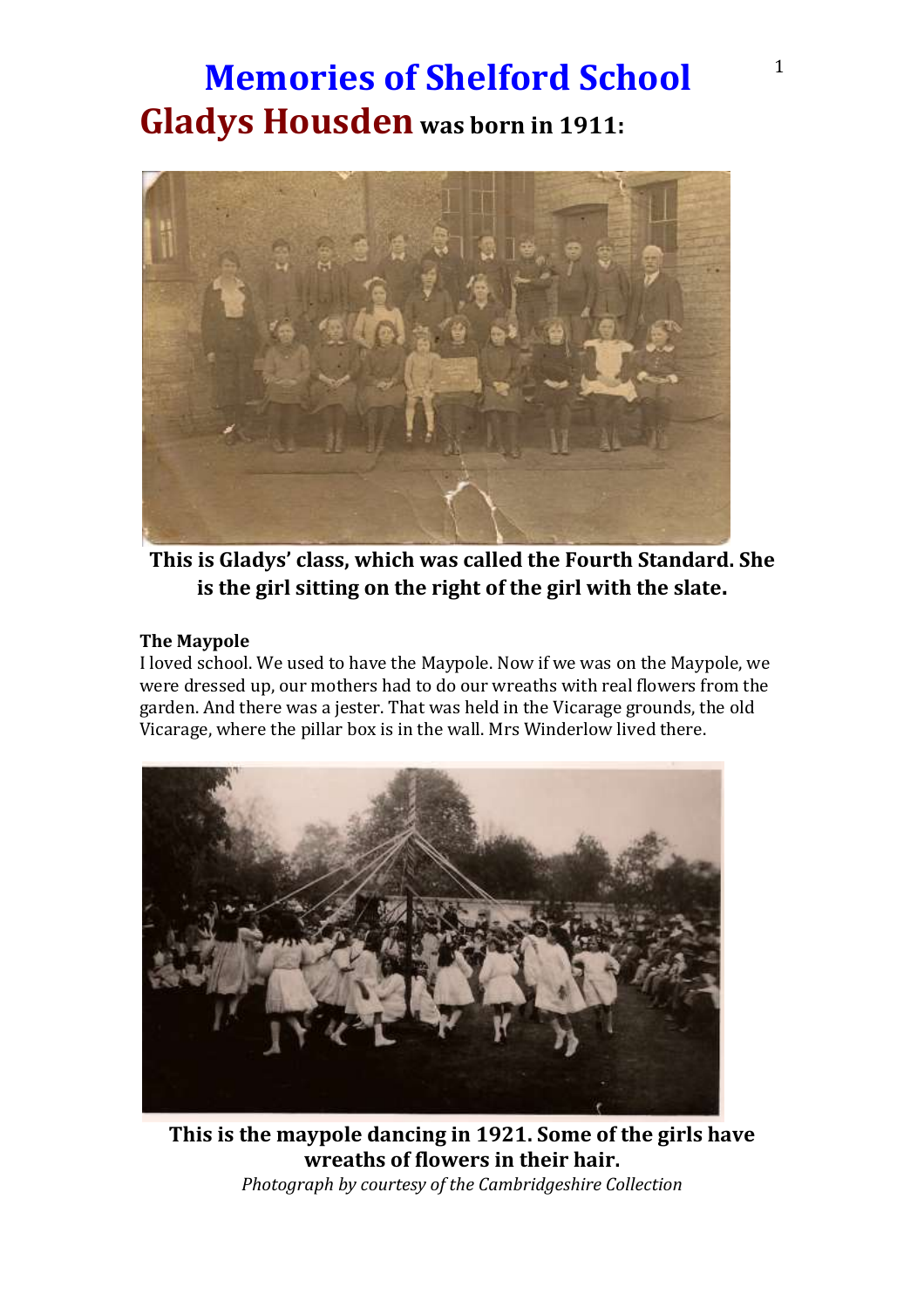# Memories of Shelford School

## Gladys Housden was born in 1911:

**This is Gladys' class, which was called the Fourth Standard. She is the girl sitting on the right of the girl with the slate.**

**The Maypole**

I loved school. We used to have the Maypole. Now if we was on the Maypole, we were dressed up, our mothers had to do our wreaths with real flowers from the garden. And there was a jester. That was held in the Vicarage grounds, the old Vicarage, where the pillar box is in the wall. Mrs Winderlow lived there.

**This is the maypole dancing in 1921. Some of the girls have wreaths of flowers in their hair.**

*Photograph by courtesy of the Cambridgeshire Collection*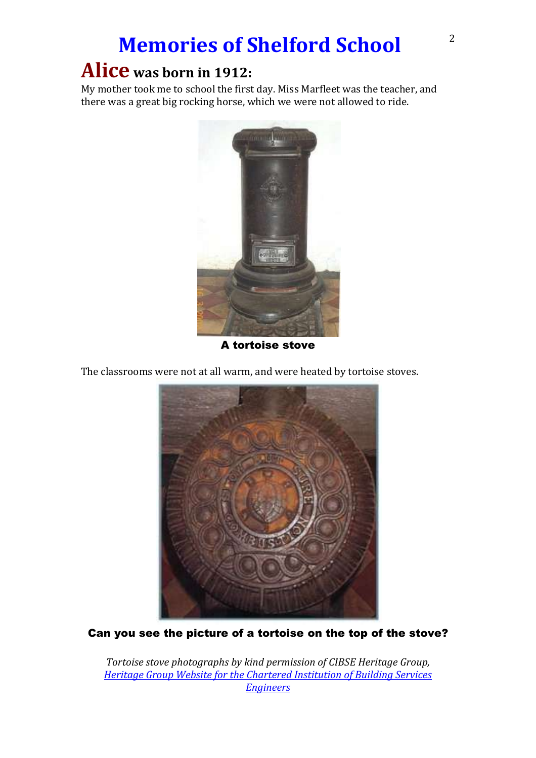# Memories of Shelford School

## Alice was born in 1912:

My mother took me to school the first day. Miss Marfleet was the teacher, and there was a great big rocking horse, which we were not allowed to ride.

**A tortoise stove**

The classrooms were not at all warm, and were heated by tortoise stoves.

**Can you see the picture of a tortoise on the top of the stove?**

*Tortoise stove photographs by kind permission of CIBSE Heritage Group,* *Heritage Group Website for the Chartered Institution of Building Services Engineers*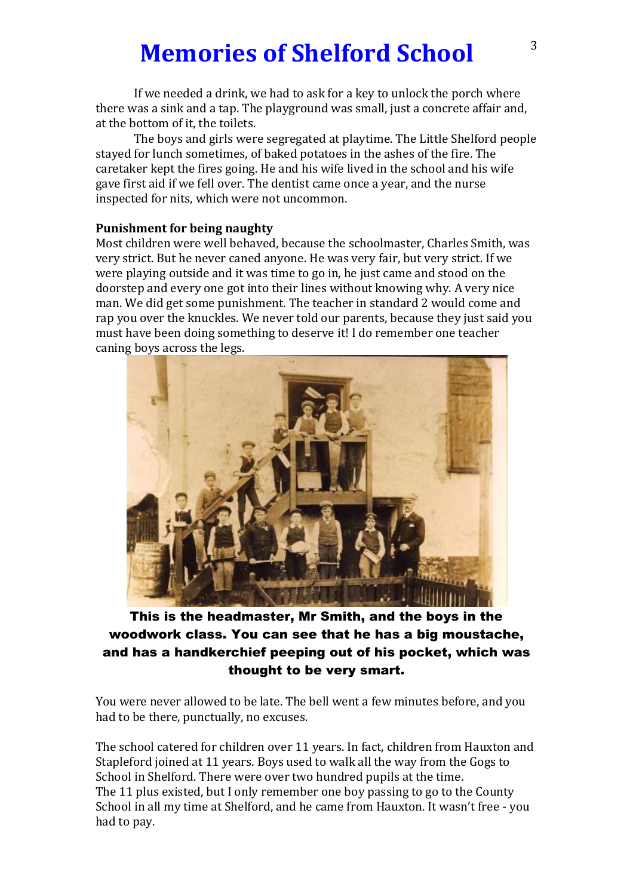# Memories of Shelford School

If we needed a drink, we had to ask for a key to unlock the porch where there was a sink and a tap. The playground was small, just a concrete affair and, at the bottom of it, the toilets.

The boys and girls were segregated at playtime. The Little Shelford people stayed for lunch sometimes, of baked potatoes in the ashes of the fire. The caretaker kept the fires going. He and his wife lived in the school and his wife gave first aid if we fell over. The dentist came once a year, and the nurse inspected for nits, which were not uncommon.

**Punishment for being naughty**

Most children were well behaved, because the schoolmaster, Charles Smith, was very strict. But he never caned anyone. He was very fair, but very strict. If we were playing outside and it was time to go in, he just came and stood on the doorstep and every one got into their lines without knowing why. A very nice man. We did get some punishment. The teacher in standard 2 would come and rap you over the knuckles. We never told our parents, because they just said you must have been doing something to deserve it! I do remember one teacher caning boys across the legs.

**This is the headmaster, Mr Smith, and the boys in the woodwork class. You can see that he has a big moustache, and has a handkerchief peeping out of his pocket, which was thought to be very smart.**

You were never allowed to be late. The bell went a few minutes before, and you had to be there, punctually, no excuses.

The school catered for children over 11 years. In fact, children from Hauxton and Stapleford joined at 11 years. Boys used to walk all the way from the Gogs to School in Shelford. There were over two hundred pupils at the time.
The 11 plus existed, but I only remember one boy passing to go to the County School in all my time at Shelford, and he came from Hauxton. It wasn't free - you had to pay.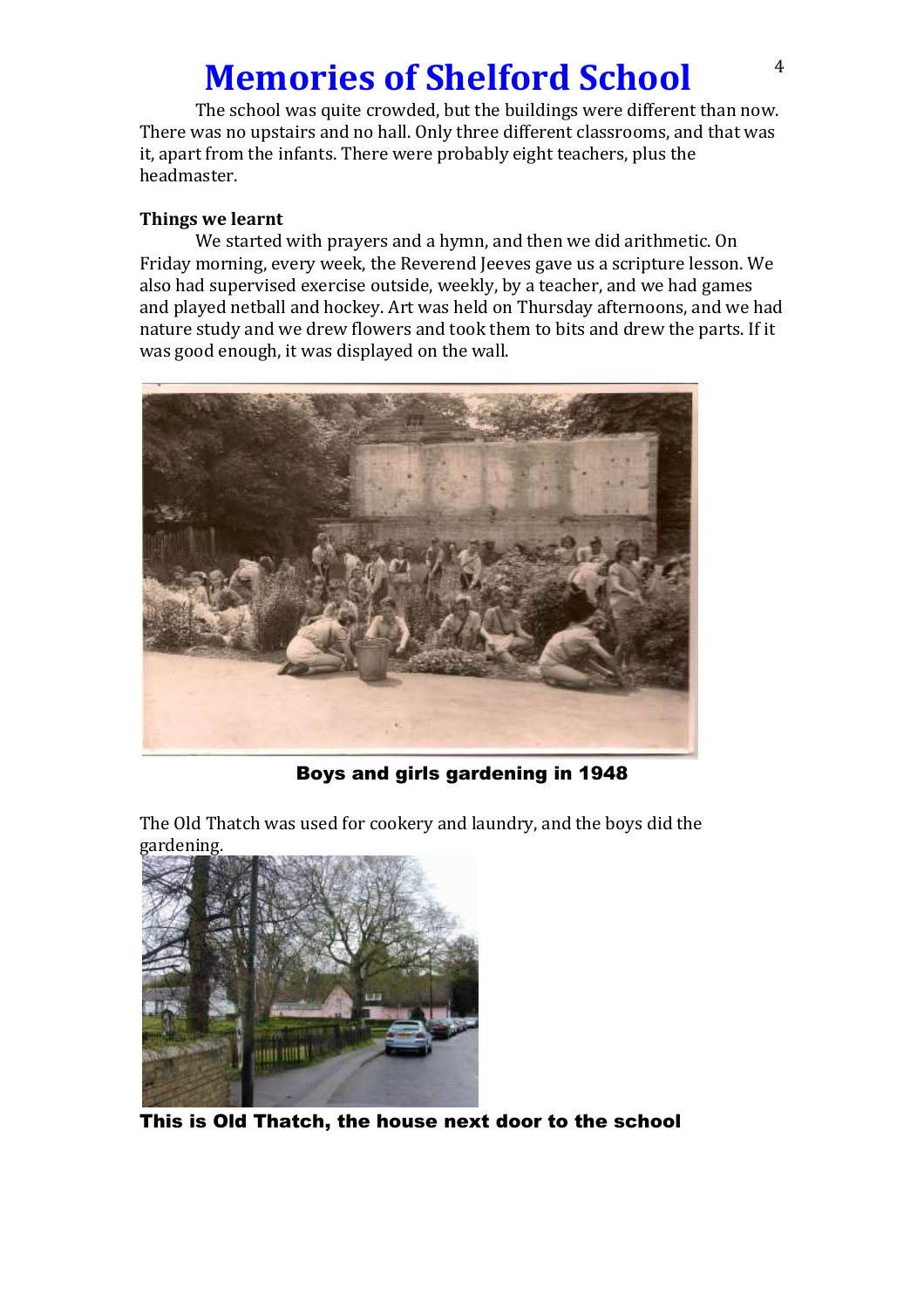# Memories of Shelford School

The school was quite crowded, but the buildings were different than now. There was no upstairs and no hall. Only three different classrooms, and that was it, apart from the infants. There were probably eight teachers, plus the headmaster.

**Things we learnt**

We started with prayers and a hymn, and then we did arithmetic. On Friday morning, every week, the Reverend Jeeves gave us a scripture lesson. We also had supervised exercise outside, weekly, by a teacher, and we had games and played netball and hockey. Art was held on Thursday afternoons, and we had nature study and we drew flowers and took them to bits and drew the parts. If it was good enough, it was displayed on the wall.

**Boys and girls gardening in 1948**

The Old Thatch was used for cookery and laundry, and the boys did the gardening.

**This is Old Thatch, the house next door to the school**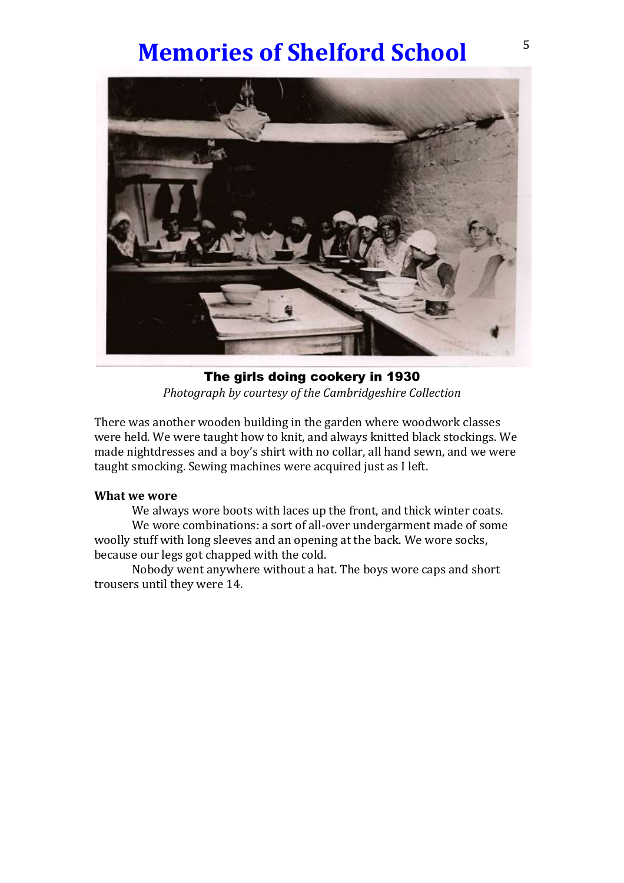# Memories of Shelford School

**The girls doing cookery in 1930**

*Photograph by courtesy of the Cambridgeshire Collection*

There was another wooden building in the garden where woodwork classes were held. We were taught how to knit, and always knitted black stockings. We made nightdresses and a boy's shirt with no collar, all hand sewn, and we were taught smocking. Sewing machines were acquired just as I left.

**What we wore**

We always wore boots with laces up the front, and thick winter coats.

We wore combinations: a sort of all-over undergarment made of some woolly stuff with long sleeves and an opening at the back. We wore socks, because our legs got chapped with the cold.

Nobody went anywhere without a hat. The boys wore caps and short trousers until they were 14.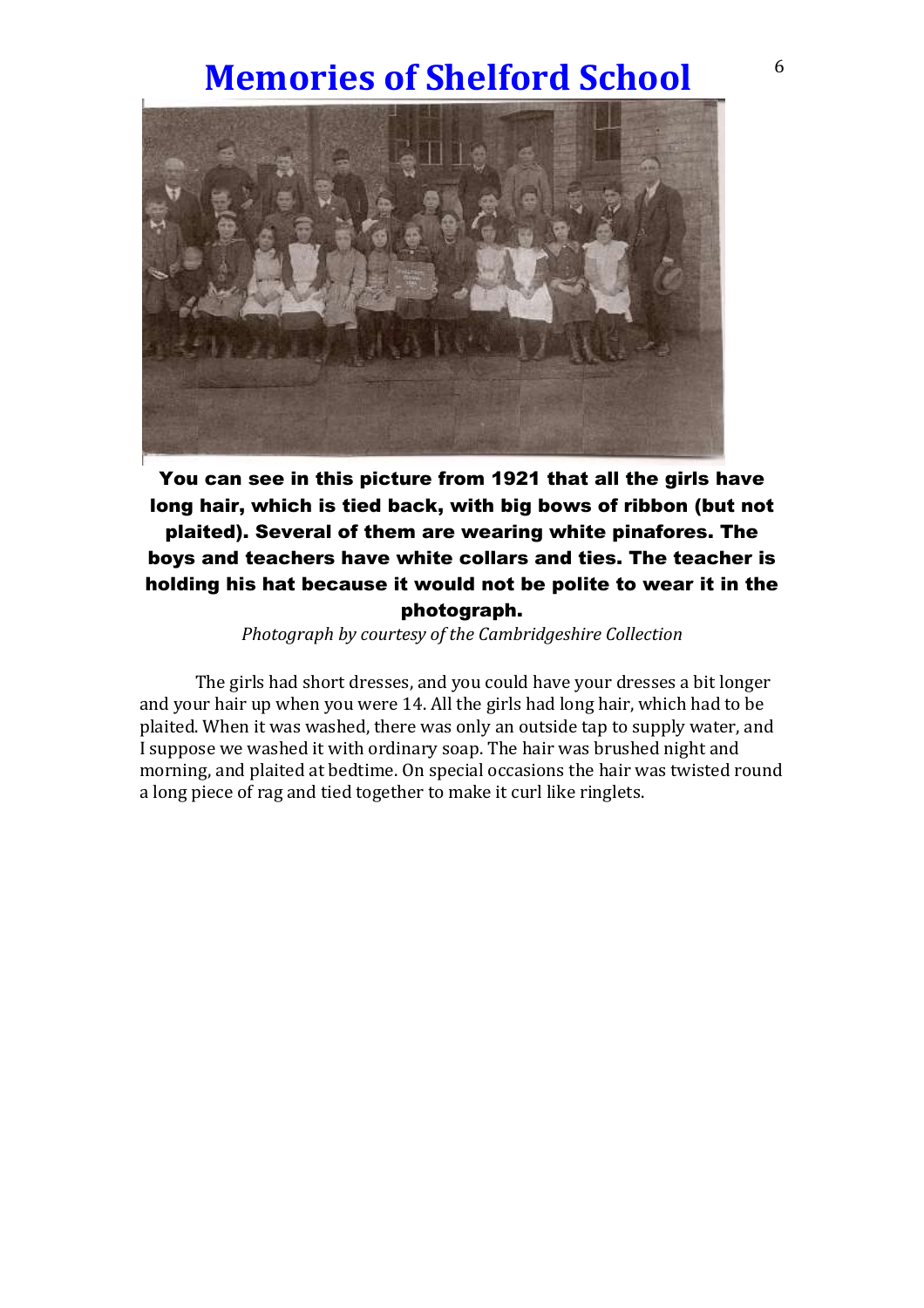# Memories of Shelford School

**You can see in this picture from 1921 that all the girls have long hair, which is tied back, with big bows of ribbon (but not plaited). Several of them are wearing white pinafores. The boys and teachers have white collars and ties. The teacher is holding his hat because it would not be polite to wear it in the photograph.**

*Photograph by courtesy of the Cambridgeshire Collection*

The girls had short dresses, and you could have your dresses a bit longer and your hair up when you were 14. All the girls had long hair, which had to be plaited. When it was washed, there was only an outside tap to supply water, and I suppose we washed it with ordinary soap. The hair was brushed night and morning, and plaited at bedtime. On special occasions the hair was twisted round a long piece of rag and tied together to make it curl like ringlets.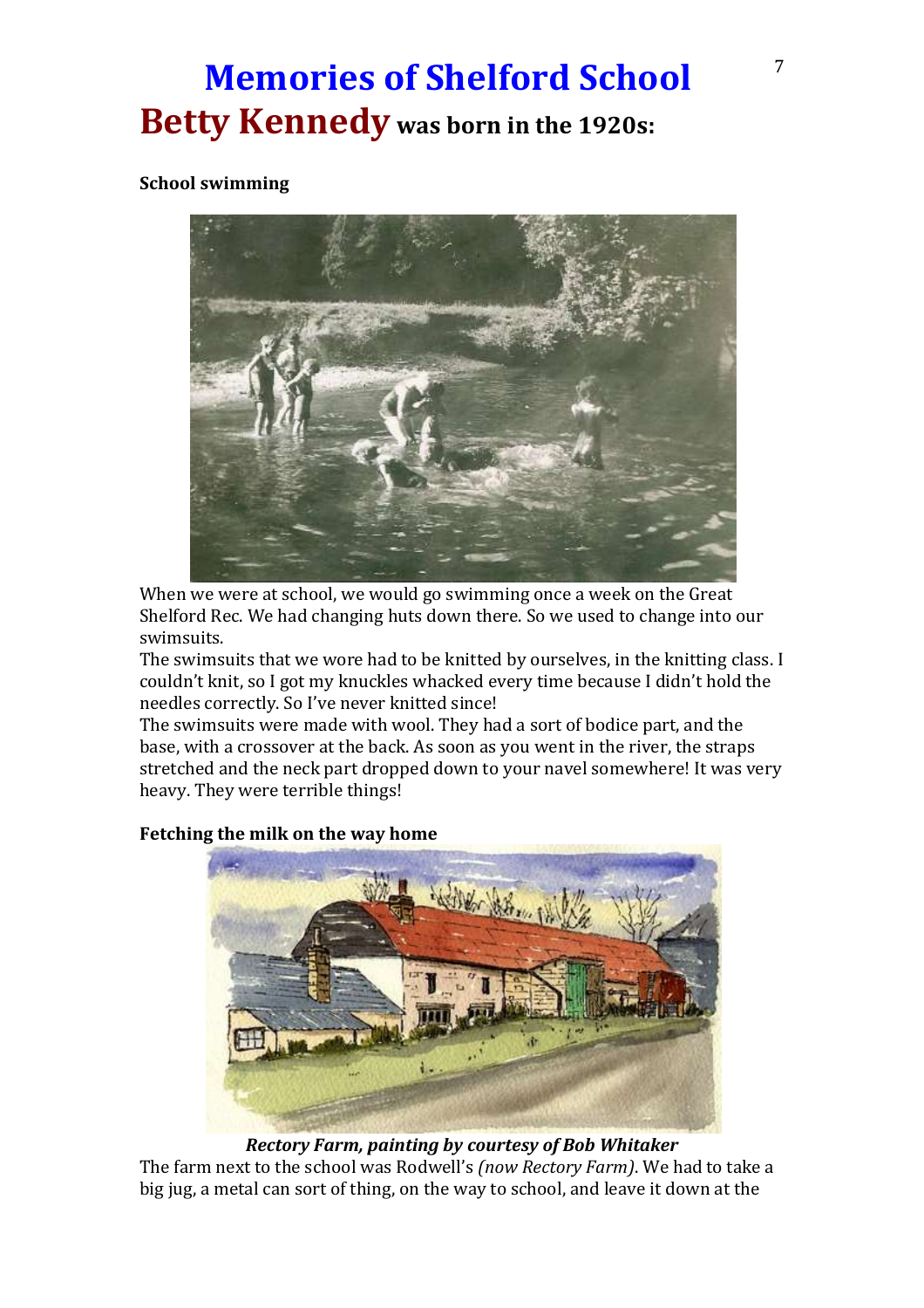# Memories of Shelford School

## Betty Kennedy was born in the 1920s:

**School swimming**

When we were at school, we would go swimming once a week on the Great Shelford Rec. We had changing huts down there. So we used to change into our swimsuits.

The swimsuits that we wore had to be knitted by ourselves, in the knitting class. I couldn't knit, so I got my knuckles whacked every time because I didn't hold the needles correctly. So I've never knitted since!

The swimsuits were made with wool. They had a sort of bodice part, and the base, with a crossover at the back. As soon as you went in the river, the straps stretched and the neck part dropped down to your navel somewhere! It was very heavy. They were terrible things!

**Fetching the milk on the way home**

***Rectory Farm, painting by courtesy of Bob Whitaker***

The farm next to the school was Rodwell's *(now Rectory Farm)*. We had to take a big jug, a metal can sort of thing, on the way to school, and leave it down at the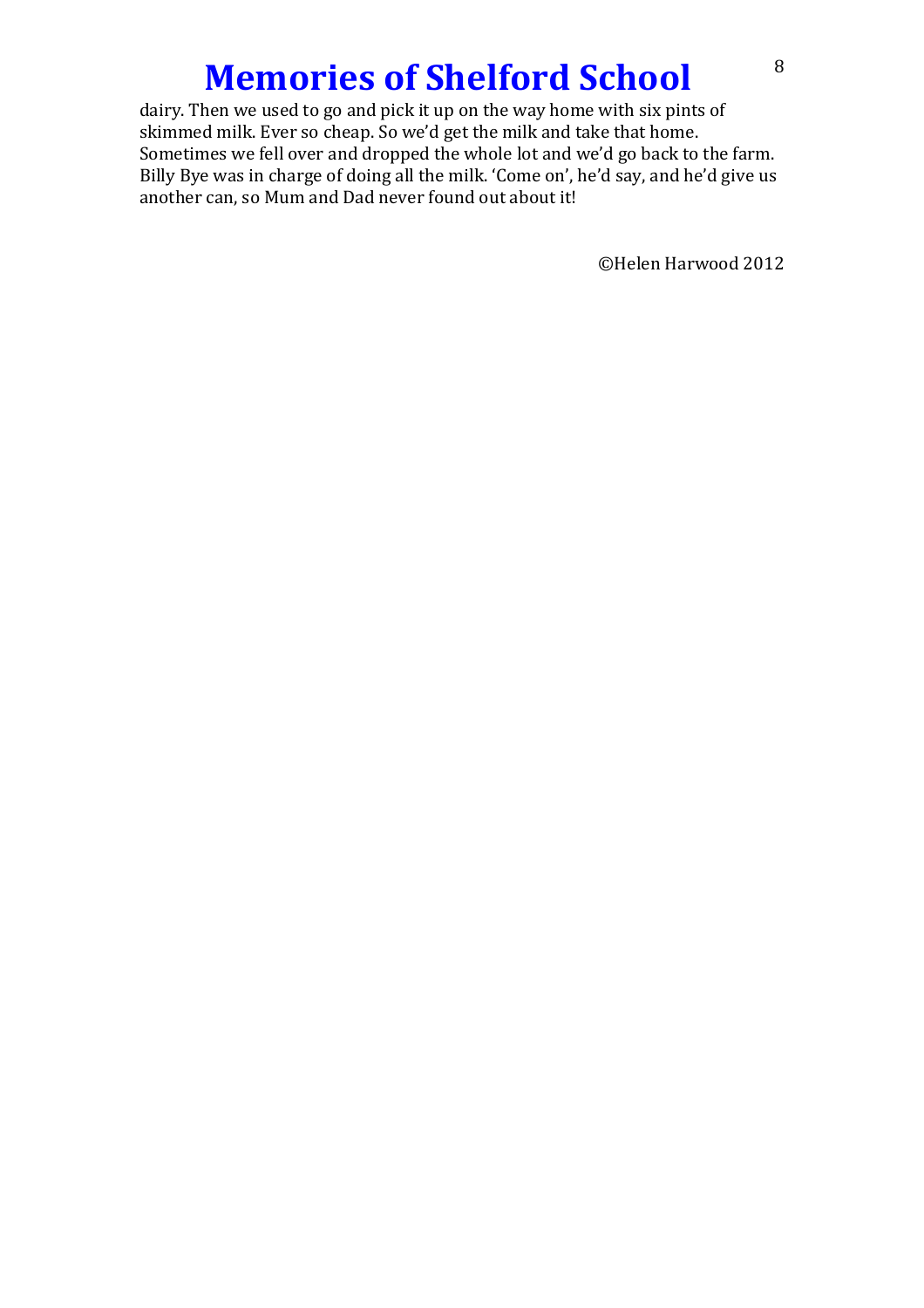dairy. Then we used to go and pick it up on the way home with six pints of skimmed milk. Ever so cheap. So we'd get the milk and take that home. Sometimes we fell over and dropped the whole lot and we'd go back to the farm. Billy Bye was in charge of doing all the milk. 'Come on', he'd say, and he'd give us another can, so Mum and Dad never found out about it!

©Helen Harwood 2012